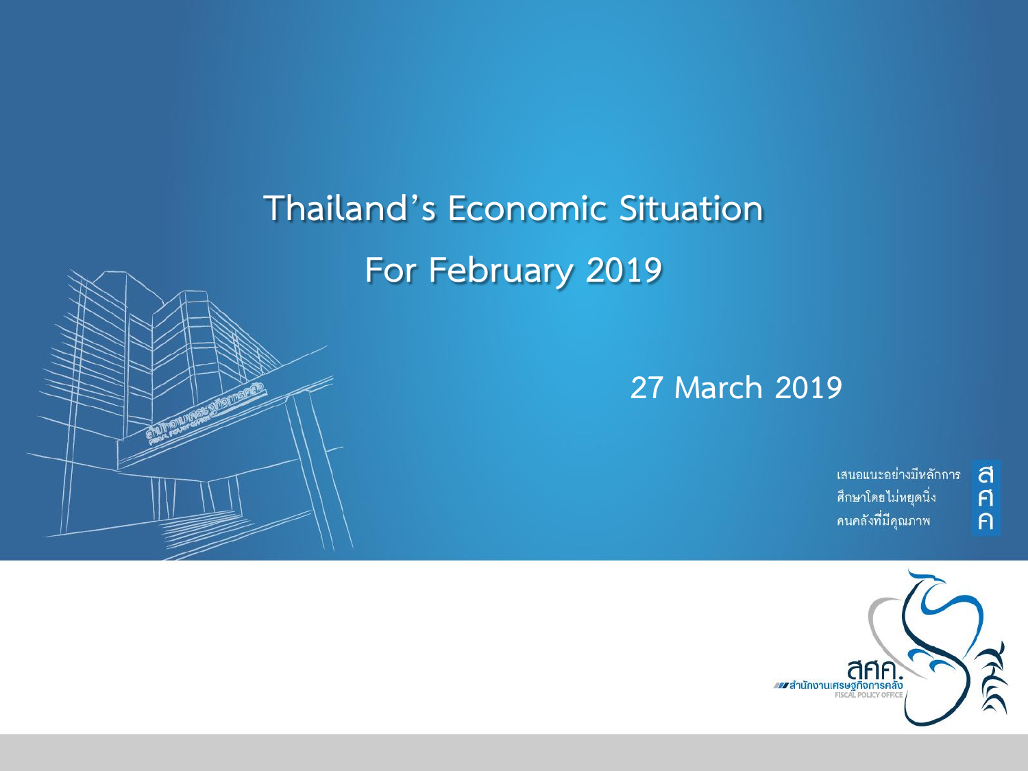# Thailand's Economic Situation

# For February 2019

27 March 2019

เสนอแนะอย่างมีหลักการ
ศึกษาโดยไม่หยุดนิ่ง
คนคลังที่มีคุณภาพ

สศค.
สำนักงานเศรษฐกิจการคลัง
FISCAL POLICY OFFICE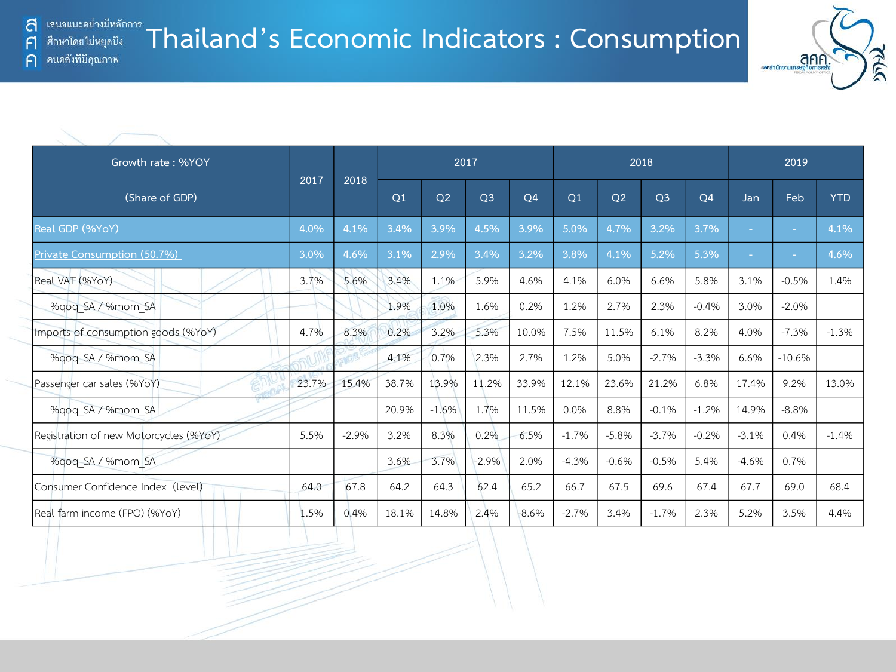# Thailand's Economic Indicators : Consumption

| Growth rate : %YOY (Share of GDP) | 2017 | 2018 | 2017 | | | | 2018 | | | | 2019 | | |
|---|---|---|---|---|---|---|---|---|---|---|---|---|---|
| | | | Q1 | Q2 | Q3 | Q4 | Q1 | Q2 | Q3 | Q4 | Jan | Feb | YTD |
| Real GDP (%YoY) | 4.0% | 4.1% | 3.4% | 3.9% | 4.5% | 3.9% | 5.0% | 4.7% | 3.2% | 3.7% | - | - | 4.1% |
| Private Consumption (50.7%) | 3.0% | 4.6% | 3.1% | 2.9% | 3.4% | 3.2% | 3.8% | 4.1% | 5.2% | 5.3% | - | - | 4.6% |
| Real VAT (%YoY) | 3.7% | 5.6% | 3.4% | 1.1% | 5.9% | 4.6% | 4.1% | 6.0% | 6.6% | 5.8% | 3.1% | -0.5% | 1.4% |
| %qoq_SA / %mom_SA | | | 1.9% | 1.0% | 1.6% | 0.2% | 1.2% | 2.7% | 2.3% | -0.4% | 3.0% | -2.0% | |
| Imports of consumption goods (%YoY) | 4.7% | 8.3% | 0.2% | 3.2% | 5.3% | 10.0% | 7.5% | 11.5% | 6.1% | 8.2% | 4.0% | -7.3% | -1.3% |
| %qoq_SA / %mom_SA | | | 4.1% | 0.7% | 2.3% | 2.7% | 1.2% | 5.0% | -2.7% | -3.3% | 6.6% | -10.6% | |
| Passenger car sales (%YoY) | 23.7% | 15.4% | 38.7% | 13.9% | 11.2% | 33.9% | 12.1% | 23.6% | 21.2% | 6.8% | 17.4% | 9.2% | 13.0% |
| %qoq_SA / %mom_SA | | | 20.9% | -1.6% | 1.7% | 11.5% | 0.0% | 8.8% | -0.1% | -1.2% | 14.9% | -8.8% | |
| Registration of new Motorcycles (%YoY) | 5.5% | -2.9% | 3.2% | 8.3% | 0.2% | 6.5% | -1.7% | -5.8% | -3.7% | -0.2% | -3.1% | 0.4% | -1.4% |
| %qoq_SA / %mom_SA | | | 3.6% | 3.7% | -2.9% | 2.0% | -4.3% | -0.6% | -0.5% | 5.4% | -4.6% | 0.7% | |
| Consumer Confidence Index (level) | 64.0 | 67.8 | 64.2 | 64.3 | 62.4 | 65.2 | 66.7 | 67.5 | 69.6 | 67.4 | 67.7 | 69.0 | 68.4 |
| Real farm income (FPO) (%YoY) | 1.5% | 0.4% | 18.1% | 14.8% | 2.4% | -8.6% | -2.7% | 3.4% | -1.7% | 2.3% | 5.2% | 3.5% | 4.4% |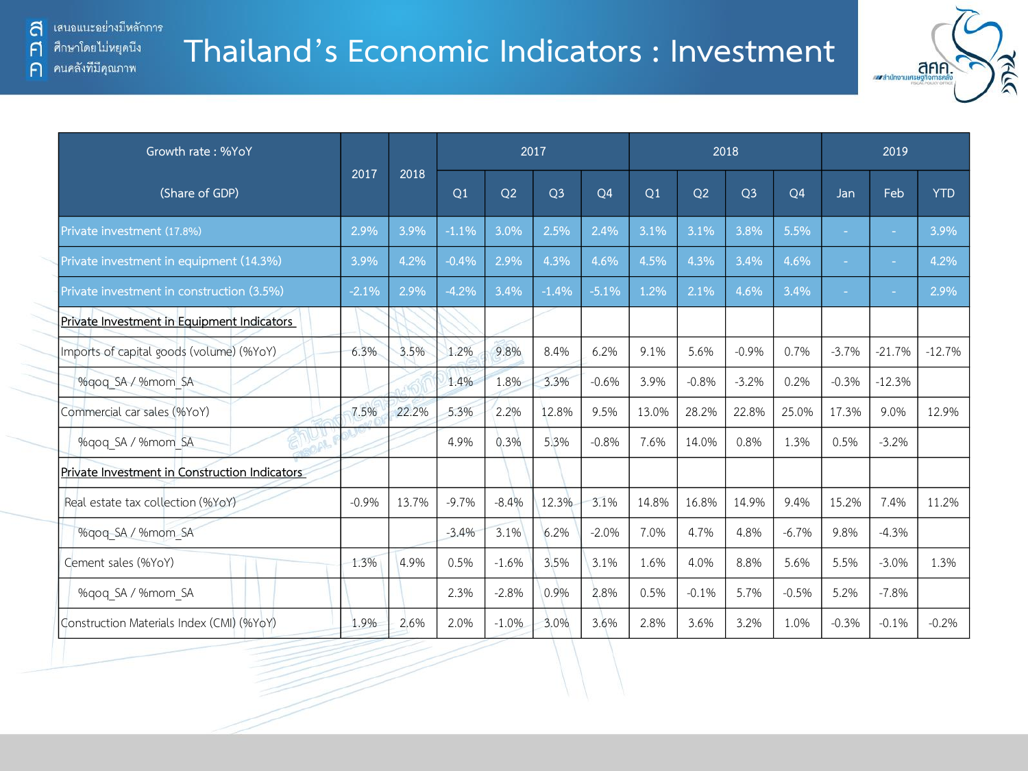# Thailand's Economic Indicators : Investment

| Growth rate : %YoY (Share of GDP) | 2017 | 2018 | 2017 | | | | 2018 | | | | 2019 | | |
|---|---|---|---|---|---|---|---|---|---|---|---|---|---|
| | | | Q1 | Q2 | Q3 | Q4 | Q1 | Q2 | Q3 | Q4 | Jan | Feb | YTD |
| Private investment (17.8%) | 2.9% | 3.9% | -1.1% | 3.0% | 2.5% | 2.4% | 3.1% | 3.1% | 3.8% | 5.5% | - | - | 3.9% |
| Private investment in equipment (14.3%) | 3.9% | 4.2% | -0.4% | 2.9% | 4.3% | 4.6% | 4.5% | 4.3% | 3.4% | 4.6% | - | - | 4.2% |
| Private investment in construction (3.5%) | -2.1% | 2.9% | -4.2% | 3.4% | -1.4% | -5.1% | 1.2% | 2.1% | 4.6% | 3.4% | - | - | 2.9% |
| Private Investment in Equipment Indicators | | | | | | | | | | | | | |
| Imports of capital goods (volume) (%YoY) | 6.3% | 3.5% | 1.2% | 9.8% | 8.4% | 6.2% | 9.1% | 5.6% | -0.9% | 0.7% | -3.7% | -21.7% | -12.7% |
| %qoq_SA / %mom_SA | | | 1.4% | 1.8% | 3.3% | -0.6% | 3.9% | -0.8% | -3.2% | 0.2% | -0.3% | -12.3% | |
| Commercial car sales (%YoY) | 7.5% | 22.2% | 5.3% | 2.2% | 12.8% | 9.5% | 13.0% | 28.2% | 22.8% | 25.0% | 17.3% | 9.0% | 12.9% |
| %qoq_SA / %mom_SA | | | 4.9% | 0.3% | 5.3% | -0.8% | 7.6% | 14.0% | 0.8% | 1.3% | 0.5% | -3.2% | |
| Private Investment in Construction Indicators | | | | | | | | | | | | | |
| Real estate tax collection (%YoY) | -0.9% | 13.7% | -9.7% | -8.4% | 12.3% | 3.1% | 14.8% | 16.8% | 14.9% | 9.4% | 15.2% | 7.4% | 11.2% |
| %qoq_SA / %mom_SA | | | -3.4% | 3.1% | 6.2% | -2.0% | 7.0% | 4.7% | 4.8% | -6.7% | 9.8% | -4.3% | |
| Cement sales (%YoY) | 1.3% | 4.9% | 0.5% | -1.6% | 3.5% | 3.1% | 1.6% | 4.0% | 8.8% | 5.6% | 5.5% | -3.0% | 1.3% |
| %qoq_SA / %mom_SA | | | 2.3% | -2.8% | 0.9% | 2.8% | 0.5% | -0.1% | 5.7% | -0.5% | 5.2% | -7.8% | |
| Construction Materials Index (CMI) (%YoY) | 1.9% | 2.6% | 2.0% | -1.0% | 3.0% | 3.6% | 2.8% | 3.6% | 3.2% | 1.0% | -0.3% | -0.1% | -0.2% |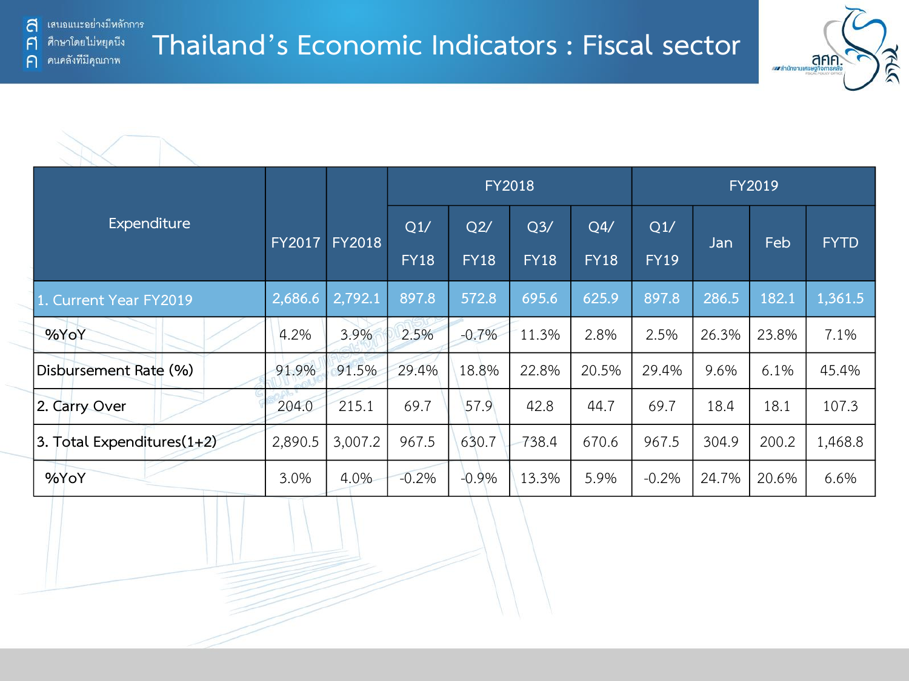# Thailand's Economic Indicators : Fiscal sector

| Expenditure | FY2017 | FY2018 | FY2018 | | | | FY2019 | | | |
|---|---|---|---|---|---|---|---|---|---|---|
| | | | Q1/ FY18 | Q2/ FY18 | Q3/ FY18 | Q4/ FY18 | Q1/ FY19 | Jan | Feb | FYTD |
| 1. Current Year FY2019 | 2,686.6 | 2,792.1 | 897.8 | 572.8 | 695.6 | 625.9 | 897.8 | 286.5 | 182.1 | 1,361.5 |
| %YoY | 4.2% | 3.9% | 2.5% | -0.7% | 11.3% | 2.8% | 2.5% | 26.3% | 23.8% | 7.1% |
| Disbursement Rate (%) | 91.9% | 91.5% | 29.4% | 18.8% | 22.8% | 20.5% | 29.4% | 9.6% | 6.1% | 45.4% |
| 2. Carry Over | 204.0 | 215.1 | 69.7 | 57.9 | 42.8 | 44.7 | 69.7 | 18.4 | 18.1 | 107.3 |
| 3. Total Expenditures(1+2) | 2,890.5 | 3,007.2 | 967.5 | 630.7 | 738.4 | 670.6 | 967.5 | 304.9 | 200.2 | 1,468.8 |
| %YoY | 3.0% | 4.0% | -0.2% | -0.9% | 13.3% | 5.9% | -0.2% | 24.7% | 20.6% | 6.6% |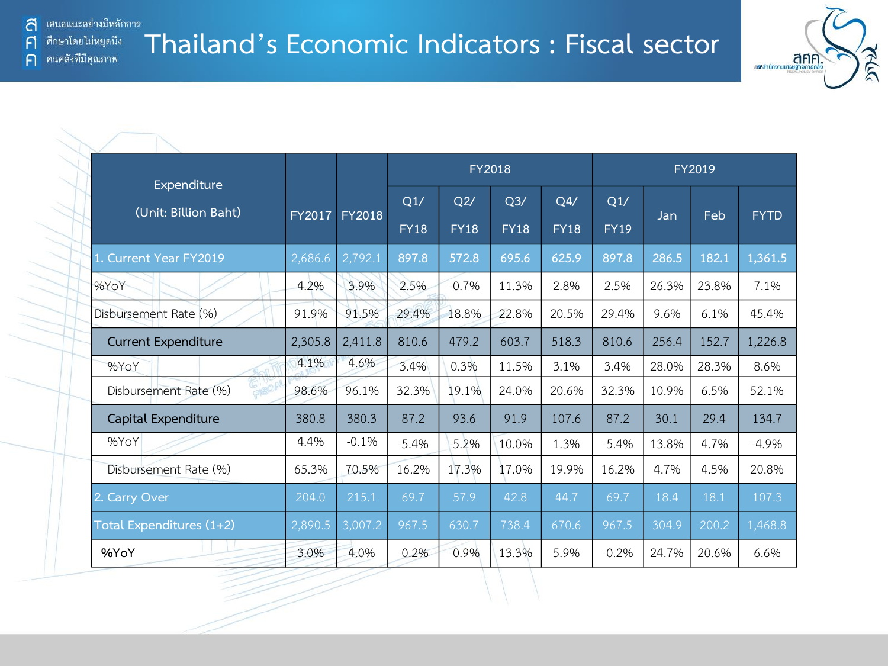# Thailand's Economic Indicators : Fiscal sector

| Expenditure (Unit: Billion Baht) | FY2017 | FY2018 | FY2018 | | | | FY2019 | | | |
|---|---|---|---|---|---|---|---|---|---|---|
| | | | Q1/ FY18 | Q2/ FY18 | Q3/ FY18 | Q4/ FY18 | Q1/ FY19 | Jan | Feb | FYTD |
| 1. Current Year FY2019 | 2,686.6 | 2,792.1 | 897.8 | 572.8 | 695.6 | 625.9 | 897.8 | 286.5 | 182.1 | 1,361.5 |
| %YoY | 4.2% | 3.9% | 2.5% | -0.7% | 11.3% | 2.8% | 2.5% | 26.3% | 23.8% | 7.1% |
| Disbursement Rate (%) | 91.9% | 91.5% | 29.4% | 18.8% | 22.8% | 20.5% | 29.4% | 9.6% | 6.1% | 45.4% |
| **Current Expenditure** | 2,305.8 | 2,411.8 | 810.6 | 479.2 | 603.7 | 518.3 | 810.6 | 256.4 | 152.7 | 1,226.8 |
| %YoY | 4.1% | 4.6% | 3.4% | 0.3% | 11.5% | 3.1% | 3.4% | 28.0% | 28.3% | 8.6% |
| Disbursement Rate (%) | 98.6% | 96.1% | 32.3% | 19.1% | 24.0% | 20.6% | 32.3% | 10.9% | 6.5% | 52.1% |
| **Capital Expenditure** | 380.8 | 380.3 | 87.2 | 93.6 | 91.9 | 107.6 | 87.2 | 30.1 | 29.4 | 134.7 |
| %YoY | 4.4% | -0.1% | -5.4% | -5.2% | 10.0% | 1.3% | -5.4% | 13.8% | 4.7% | -4.9% |
| Disbursement Rate (%) | 65.3% | 70.5% | 16.2% | 17.3% | 17.0% | 19.9% | 16.2% | 4.7% | 4.5% | 20.8% |
| 2. Carry Over | 204.0 | 215.1 | 69.7 | 57.9 | 42.8 | 44.7 | 69.7 | 18.4 | 18.1 | 107.3 |
| Total Expenditures (1+2) | 2,890.5 | 3,007.2 | 967.5 | 630.7 | 738.4 | 670.6 | 967.5 | 304.9 | 200.2 | 1,468.8 |
| %YoY | 3.0% | 4.0% | -0.2% | -0.9% | 13.3% | 5.9% | -0.2% | 24.7% | 20.6% | 6.6% |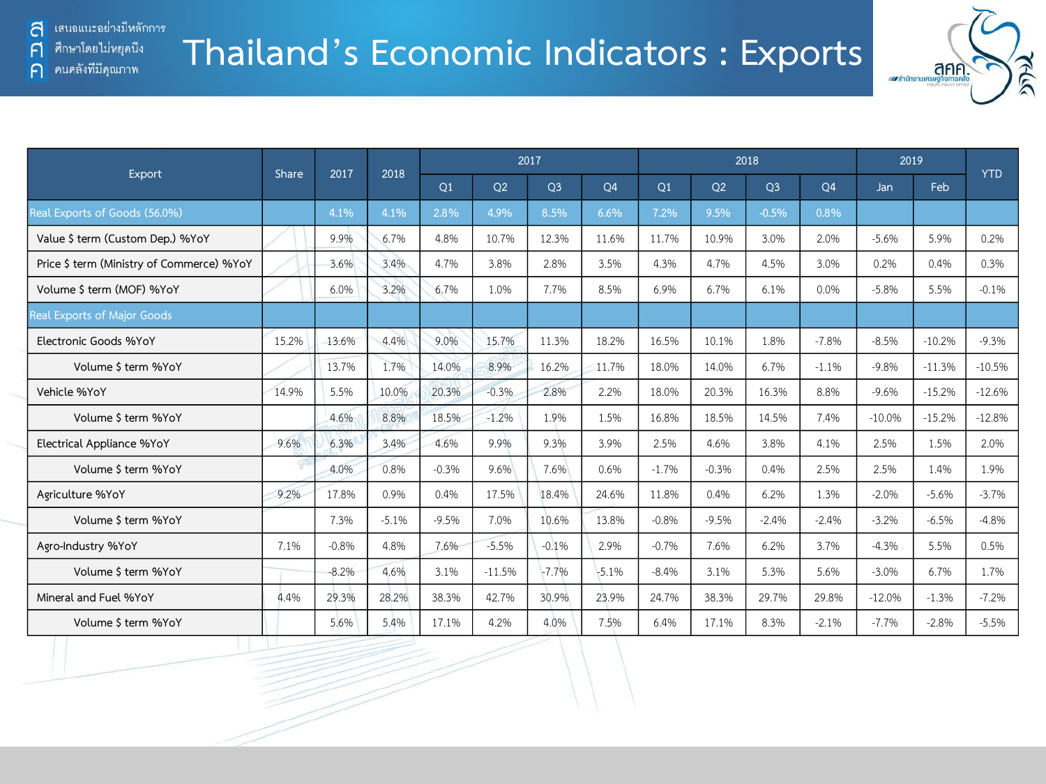# Thailand's Economic Indicators : Exports

| Export | Share | 2017 | 2018 | 2017 | | | | 2018 | | | | 2019 | | YTD |
|---|---|---|---|---|---|---|---|---|---|---|---|---|---|---|
| | | | | Q1 | Q2 | Q3 | Q4 | Q1 | Q2 | Q3 | Q4 | Jan | Feb | |
| Real Exports of Goods (56.0%) | | 4.1% | 4.1% | 2.8% | 4.9% | 8.5% | 6.6% | 7.2% | 9.5% | -0.5% | 0.8% | | | |
| Value $ term (Custom Dep.) %YoY | | 9.9% | 6.7% | 4.8% | 10.7% | 12.3% | 11.6% | 11.7% | 10.9% | 3.0% | 2.0% | -5.6% | 5.9% | 0.2% |
| Price $ term (Ministry of Commerce) %YoY | | 3.6% | 3.4% | 4.7% | 3.8% | 2.8% | 3.5% | 4.3% | 4.7% | 4.5% | 3.0% | 0.2% | 0.4% | 0.3% |
| Volume $ term (MOF) %YoY | | 6.0% | 3.2% | 6.7% | 1.0% | 7.7% | 8.5% | 6.9% | 6.7% | 6.1% | 0.0% | -5.8% | 5.5% | -0.1% |
| Real Exports of Major Goods | | | | | | | | | | | | | | |
| Electronic Goods %YoY | 15.2% | 13.6% | 4.4% | 9.0% | 15.7% | 11.3% | 18.2% | 16.5% | 10.1% | 1.8% | -7.8% | -8.5% | -10.2% | -9.3% |
| Volume $ term %YoY | | 13.7% | 1.7% | 14.0% | 8.9% | 16.2% | 11.7% | 18.0% | 14.0% | 6.7% | -1.1% | -9.8% | -11.3% | -10.5% |
| Vehicle %YoY | 14.9% | 5.5% | 10.0% | 20.3% | -0.3% | 2.8% | 2.2% | 18.0% | 20.3% | 16.3% | 8.8% | -9.6% | -15.2% | -12.6% |
| Volume $ term %YoY | | 4.6% | 8.8% | 18.5% | -1.2% | 1.9% | 1.5% | 16.8% | 18.5% | 14.5% | 7.4% | -10.0% | -15.2% | -12.8% |
| Electrical Appliance %YoY | 9.6% | 6.3% | 3.4% | 4.6% | 9.9% | 9.3% | 3.9% | 2.5% | 4.6% | 3.8% | 4.1% | 2.5% | 1.5% | 2.0% |
| Volume $ term %YoY | | 4.0% | 0.8% | -0.3% | 9.6% | 7.6% | 0.6% | -1.7% | -0.3% | 0.4% | 2.5% | 2.5% | 1.4% | 1.9% |
| Agriculture %YoY | 9.2% | 17.8% | 0.9% | 0.4% | 17.5% | 18.4% | 24.6% | 11.8% | 0.4% | 6.2% | 1.3% | -2.0% | -5.6% | -3.7% |
| Volume $ term %YoY | | 7.3% | -5.1% | -9.5% | 7.0% | 10.6% | 13.8% | -0.8% | -9.5% | -2.4% | -2.4% | -3.2% | -6.5% | -4.8% |
| Agro-Industry %YoY | 7.1% | -0.8% | 4.8% | 7.6% | -5.5% | -0.1% | 2.9% | -0.7% | 7.6% | 6.2% | 3.7% | -4.3% | 5.5% | 0.5% |
| Volume $ term %YoY | | -8.2% | 4.6% | 3.1% | -11.5% | -7.7% | -5.1% | -8.4% | 3.1% | 5.3% | 5.6% | -3.0% | 6.7% | 1.7% |
| Mineral and Fuel %YoY | 4.4% | 29.3% | 28.2% | 38.3% | 42.7% | 30.9% | 23.9% | 24.7% | 38.3% | 29.7% | 29.8% | -12.0% | -1.3% | -7.2% |
| Volume $ term %YoY | | 5.6% | 5.4% | 17.1% | 4.2% | 4.0% | 7.5% | 6.4% | 17.1% | 8.3% | -2.1% | -7.7% | -2.8% | -5.5% |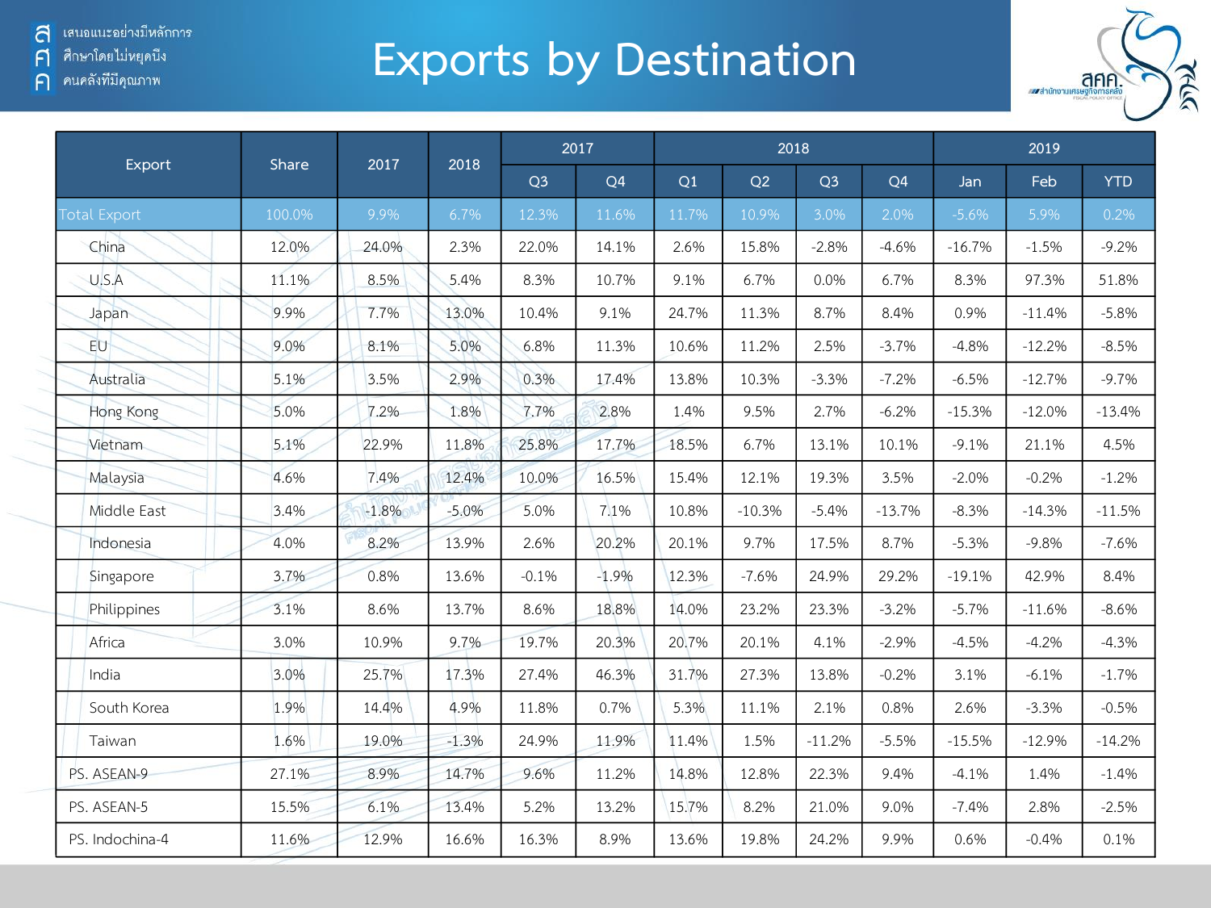# Exports by Destination

| Export | Share | 2017 | 2018 | 2017 | | 2018 | | | | 2019 | | |
|---|---|---|---|---|---|---|---|---|---|---|---|---|
| | | | | Q3 | Q4 | Q1 | Q2 | Q3 | Q4 | Jan | Feb | YTD |
| Total Export | 100.0% | 9.9% | 6.7% | 12.3% | 11.6% | 11.7% | 10.9% | 3.0% | 2.0% | -5.6% | 5.9% | 0.2% |
| China | 12.0% | 24.0% | 2.3% | 22.0% | 14.1% | 2.6% | 15.8% | -2.8% | -4.6% | -16.7% | -1.5% | -9.2% |
| U.S.A | 11.1% | 8.5% | 5.4% | 8.3% | 10.7% | 9.1% | 6.7% | 0.0% | 6.7% | 8.3% | 97.3% | 51.8% |
| Japan | 9.9% | 7.7% | 13.0% | 10.4% | 9.1% | 24.7% | 11.3% | 8.7% | 8.4% | 0.9% | -11.4% | -5.8% |
| EU | 9.0% | 8.1% | 5.0% | 6.8% | 11.3% | 10.6% | 11.2% | 2.5% | -3.7% | -4.8% | -12.2% | -8.5% |
| Australia | 5.1% | 3.5% | 2.9% | 0.3% | 17.4% | 13.8% | 10.3% | -3.3% | -7.2% | -6.5% | -12.7% | -9.7% |
| Hong Kong | 5.0% | 7.2% | 1.8% | 7.7% | 2.8% | 1.4% | 9.5% | 2.7% | -6.2% | -15.3% | -12.0% | -13.4% |
| Vietnam | 5.1% | 22.9% | 11.8% | 25.8% | 17.7% | 18.5% | 6.7% | 13.1% | 10.1% | -9.1% | 21.1% | 4.5% |
| Malaysia | 4.6% | 7.4% | 12.4% | 10.0% | 16.5% | 15.4% | 12.1% | 19.3% | 3.5% | -2.0% | -0.2% | -1.2% |
| Middle East | 3.4% | -1.8% | -5.0% | 5.0% | 7.1% | 10.8% | -10.3% | -5.4% | -13.7% | -8.3% | -14.3% | -11.5% |
| Indonesia | 4.0% | 8.2% | 13.9% | 2.6% | 20.2% | 20.1% | 9.7% | 17.5% | 8.7% | -5.3% | -9.8% | -7.6% |
| Singapore | 3.7% | 0.8% | 13.6% | -0.1% | -1.9% | 12.3% | -7.6% | 24.9% | 29.2% | -19.1% | 42.9% | 8.4% |
| Philippines | 3.1% | 8.6% | 13.7% | 8.6% | 18.8% | 14.0% | 23.2% | 23.3% | -3.2% | -5.7% | -11.6% | -8.6% |
| Africa | 3.0% | 10.9% | 9.7% | 19.7% | 20.3% | 20.7% | 20.1% | 4.1% | -2.9% | -4.5% | -4.2% | -4.3% |
| India | 3.0% | 25.7% | 17.3% | 27.4% | 46.3% | 31.7% | 27.3% | 13.8% | -0.2% | 3.1% | -6.1% | -1.7% |
| South Korea | 1.9% | 14.4% | 4.9% | 11.8% | 0.7% | 5.3% | 11.1% | 2.1% | 0.8% | 2.6% | -3.3% | -0.5% |
| Taiwan | 1.6% | 19.0% | -1.3% | 24.9% | 11.9% | 11.4% | 1.5% | -11.2% | -5.5% | -15.5% | -12.9% | -14.2% |
| PS. ASEAN-9 | 27.1% | 8.9% | 14.7% | 9.6% | 11.2% | 14.8% | 12.8% | 22.3% | 9.4% | -4.1% | 1.4% | -1.4% |
| PS. ASEAN-5 | 15.5% | 6.1% | 13.4% | 5.2% | 13.2% | 15.7% | 8.2% | 21.0% | 9.0% | -7.4% | 2.8% | -2.5% |
| PS. Indochina-4 | 11.6% | 12.9% | 16.6% | 16.3% | 8.9% | 13.6% | 19.8% | 24.2% | 9.9% | 0.6% | -0.4% | 0.1% |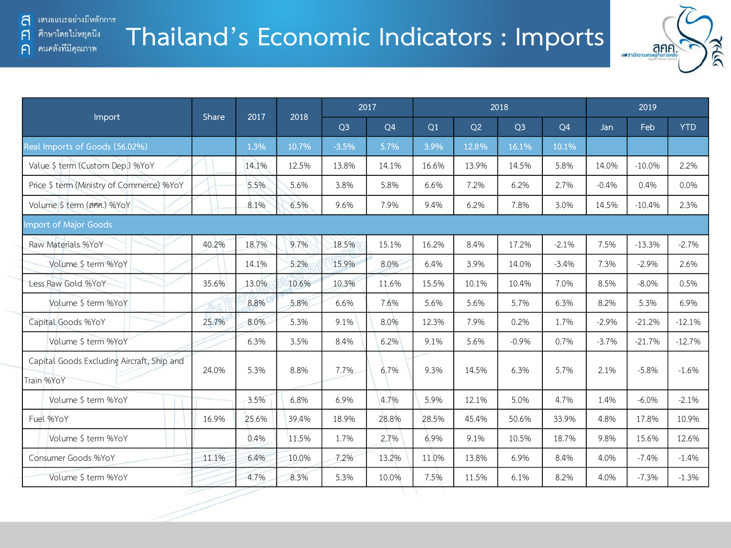# Thailand's Economic Indicators : Imports

| Import | Share | 2017 | 2018 | 2017 | | 2018 | | | | 2019 | | |
|---|---|---|---|---|---|---|---|---|---|---|---|---|
| | | | | Q3 | Q4 | Q1 | Q2 | Q3 | Q4 | Jan | Feb | YTD |
| Real Imports of Goods (56.02%) | | 1.3% | 10.7% | -3.5% | 5.7% | 3.9% | 12.8% | 16.1% | 10.1% | | | |
| Value $ term (Custom Dep.) %YoY | | 14.1% | 12.5% | 13.8% | 14.1% | 16.6% | 13.9% | 14.5% | 5.8% | 14.0% | -10.0% | 2.2% |
| Price $ term (Ministry of Commerce) %YoY | | 5.5% | 5.6% | 3.8% | 5.8% | 6.6% | 7.2% | 6.2% | 2.7% | -0.4% | 0.4% | 0.0% |
| Volume $ term (สศค.) %YoY | | 8.1% | 6.5% | 9.6% | 7.9% | 9.4% | 6.2% | 7.8% | 3.0% | 14.5% | -10.4% | 2.3% |
| Import of Major Goods | | | | | | | | | | | | |
| Raw Materials %YoY | 40.2% | 18.7% | 9.7% | 18.5% | 15.1% | 16.2% | 8.4% | 17.2% | -2.1% | 7.5% | -13.3% | -2.7% |
| Volume $ term %YoY | | 14.1% | 5.2% | 15.9% | 8.0% | 6.4% | 3.9% | 14.0% | -3.4% | 7.3% | -2.9% | 2.6% |
| Less Raw Gold %YoY | 35.6% | 13.0% | 10.6% | 10.3% | 11.6% | 15.5% | 10.1% | 10.4% | 7.0% | 8.5% | -8.0% | 0.5% |
| Volume $ term %YoY | | 8.8% | 5.8% | 6.6% | 7.6% | 5.6% | 5.6% | 5.7% | 6.3% | 8.2% | 5.3% | 6.9% |
| Capital Goods %YoY | 25.7% | 8.0% | 5.3% | 9.1% | 8.0% | 12.3% | 7.9% | 0.2% | 1.7% | -2.9% | -21.2% | -12.1% |
| Volume $ term %YoY | | 6.3% | 3.5% | 8.4% | 6.2% | 9.1% | 5.6% | -0.9% | 0.7% | -3.7% | -21.7% | -12.7% |
| Capital Goods Excluding Aircraft, Ship and Train %YoY | 24.0% | 5.3% | 8.8% | 7.7% | 6.7% | 9.3% | 14.5% | 6.3% | 5.7% | 2.1% | -5.8% | -1.6% |
| Volume $ term %YoY | | 3.5% | 6.8% | 6.9% | 4.7% | 5.9% | 12.1% | 5.0% | 4.7% | 1.4% | -6.0% | -2.1% |
| Fuel %YoY | 16.9% | 25.6% | 39.4% | 18.9% | 28.8% | 28.5% | 45.4% | 50.6% | 33.9% | 4.8% | 17.8% | 10.9% |
| Volume $ term %YoY | | 0.4% | 11.5% | 1.7% | 2.7% | 6.9% | 9.1% | 10.5% | 18.7% | 9.8% | 15.6% | 12.6% |
| Consumer Goods %YoY | 11.1% | 6.4% | 10.0% | 7.2% | 13.2% | 11.0% | 13.8% | 6.9% | 8.4% | 4.0% | -7.4% | -1.4% |
| Volume $ term %YoY | | 4.7% | 8.3% | 5.3% | 10.0% | 7.5% | 11.5% | 6.1% | 8.2% | 4.0% | -7.3% | -1.3% |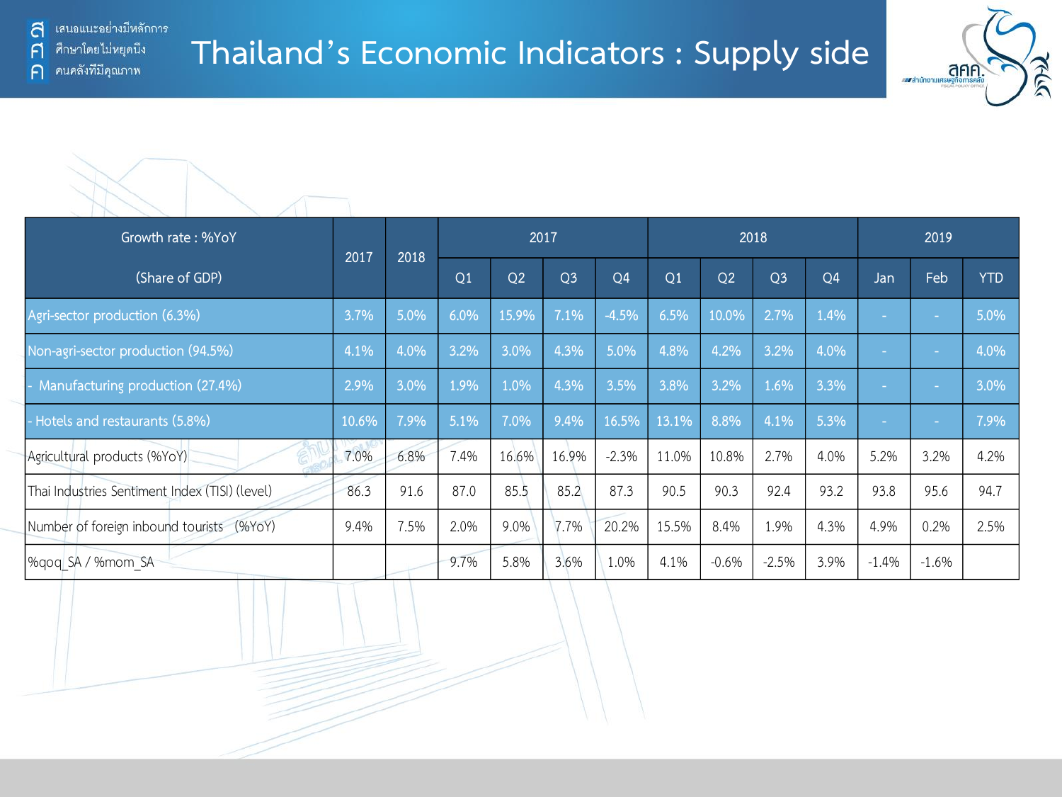# Thailand's Economic Indicators : Supply side

| Growth rate : %YoY (Share of GDP) | 2017 | 2018 | 2017 | | | | 2018 | | | | 2019 | | |
|---|---|---|---|---|---|---|---|---|---|---|---|---|---|
| | | | Q1 | Q2 | Q3 | Q4 | Q1 | Q2 | Q3 | Q4 | Jan | Feb | YTD |
| Agri-sector production (6.3%) | 3.7% | 5.0% | 6.0% | 15.9% | 7.1% | -4.5% | 6.5% | 10.0% | 2.7% | 1.4% | - | - | 5.0% |
| Non-agri-sector production (94.5%) | 4.1% | 4.0% | 3.2% | 3.0% | 4.3% | 5.0% | 4.8% | 4.2% | 3.2% | 4.0% | - | - | 4.0% |
| - Manufacturing production (27.4%) | 2.9% | 3.0% | 1.9% | 1.0% | 4.3% | 3.5% | 3.8% | 3.2% | 1.6% | 3.3% | - | - | 3.0% |
| - Hotels and restaurants (5.8%) | 10.6% | 7.9% | 5.1% | 7.0% | 9.4% | 16.5% | 13.1% | 8.8% | 4.1% | 5.3% | - | - | 7.9% |
| Agricultural products (%YoY) | 7.0% | 6.8% | 7.4% | 16.6% | 16.9% | -2.3% | 11.0% | 10.8% | 2.7% | 4.0% | 5.2% | 3.2% | 4.2% |
| Thai Industries Sentiment Index (TISI) (level) | 86.3 | 91.6 | 87.0 | 85.5 | 85.2 | 87.3 | 90.5 | 90.3 | 92.4 | 93.2 | 93.8 | 95.6 | 94.7 |
| Number of foreign inbound tourists (%YoY) | 9.4% | 7.5% | 2.0% | 9.0% | 7.7% | 20.2% | 15.5% | 8.4% | 1.9% | 4.3% | 4.9% | 0.2% | 2.5% |
| %qoq_SA / %mom_SA | | | 9.7% | 5.8% | 3.6% | 1.0% | 4.1% | -0.6% | -2.5% | 3.9% | -1.4% | -1.6% | |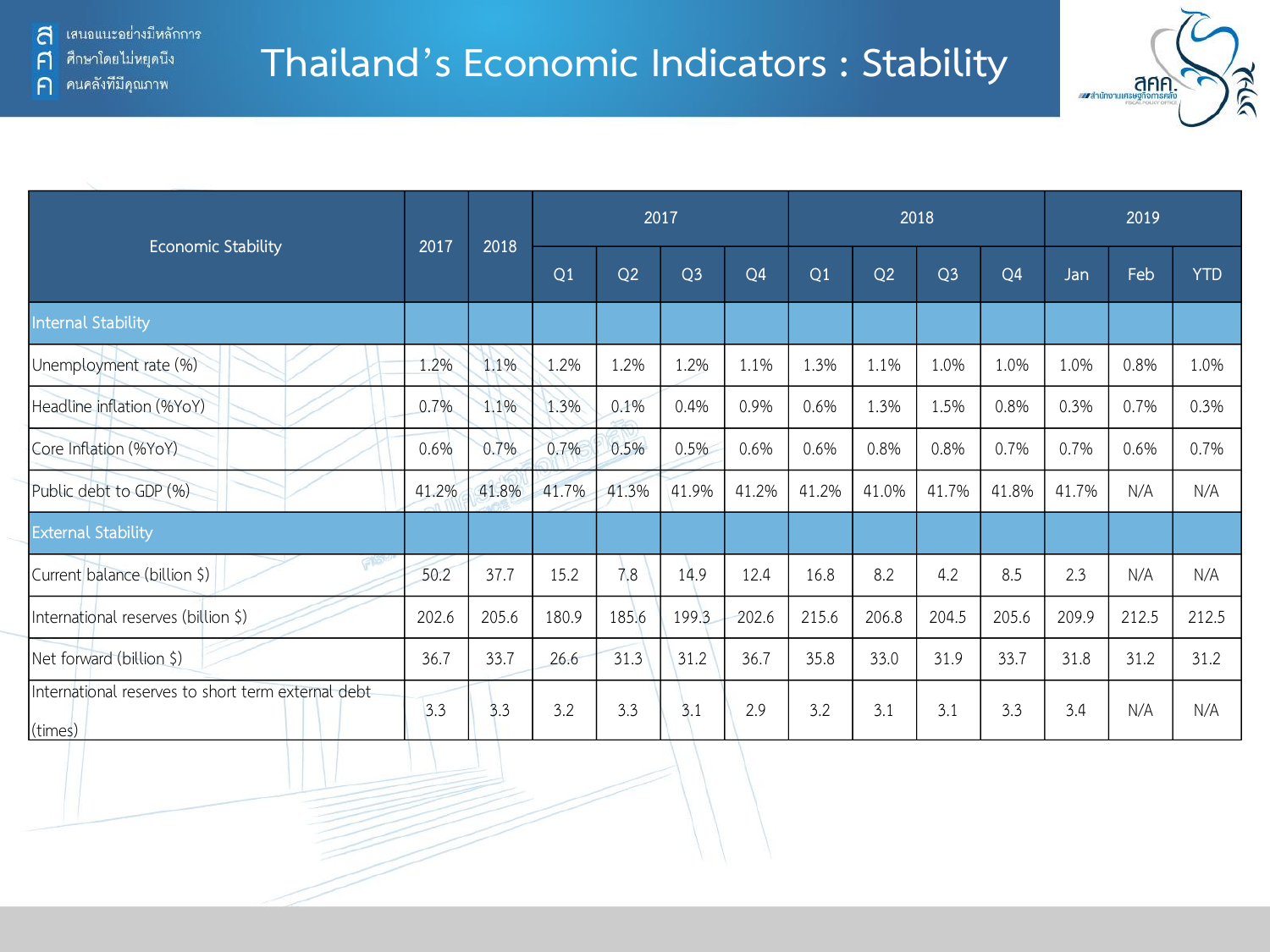# Thailand's Economic Indicators : Stability

| Economic Stability | 2017 | 2018 | 2017 | | | | 2018 | | | | 2019 | | |
|---|---|---|---|---|---|---|---|---|---|---|---|---|---|
| | | | Q1 | Q2 | Q3 | Q4 | Q1 | Q2 | Q3 | Q4 | Jan | Feb | YTD |
| Internal Stability | | | | | | | | | | | | | |
| Unemployment rate (%) | 1.2% | 1.1% | 1.2% | 1.2% | 1.2% | 1.1% | 1.3% | 1.1% | 1.0% | 1.0% | 1.0% | 0.8% | 1.0% |
| Headline inflation (%YoY) | 0.7% | 1.1% | 1.3% | 0.1% | 0.4% | 0.9% | 0.6% | 1.3% | 1.5% | 0.8% | 0.3% | 0.7% | 0.3% |
| Core Inflation (%YoY) | 0.6% | 0.7% | 0.7% | 0.5% | 0.5% | 0.6% | 0.6% | 0.8% | 0.8% | 0.7% | 0.7% | 0.6% | 0.7% |
| Public debt to GDP (%) | 41.2% | 41.8% | 41.7% | 41.3% | 41.9% | 41.2% | 41.2% | 41.0% | 41.7% | 41.8% | 41.7% | N/A | N/A |
| External Stability | | | | | | | | | | | | | |
| Current balance (billion $) | 50.2 | 37.7 | 15.2 | 7.8 | 14.9 | 12.4 | 16.8 | 8.2 | 4.2 | 8.5 | 2.3 | N/A | N/A |
| International reserves (billion $) | 202.6 | 205.6 | 180.9 | 185.6 | 199.3 | 202.6 | 215.6 | 206.8 | 204.5 | 205.6 | 209.9 | 212.5 | 212.5 |
| Net forward (billion $) | 36.7 | 33.7 | 26.6 | 31.3 | 31.2 | 36.7 | 35.8 | 33.0 | 31.9 | 33.7 | 31.8 | 31.2 | 31.2 |
| International reserves to short term external debt (times) | 3.3 | 3.3 | 3.2 | 3.3 | 3.1 | 2.9 | 3.2 | 3.1 | 3.1 | 3.3 | 3.4 | N/A | N/A |